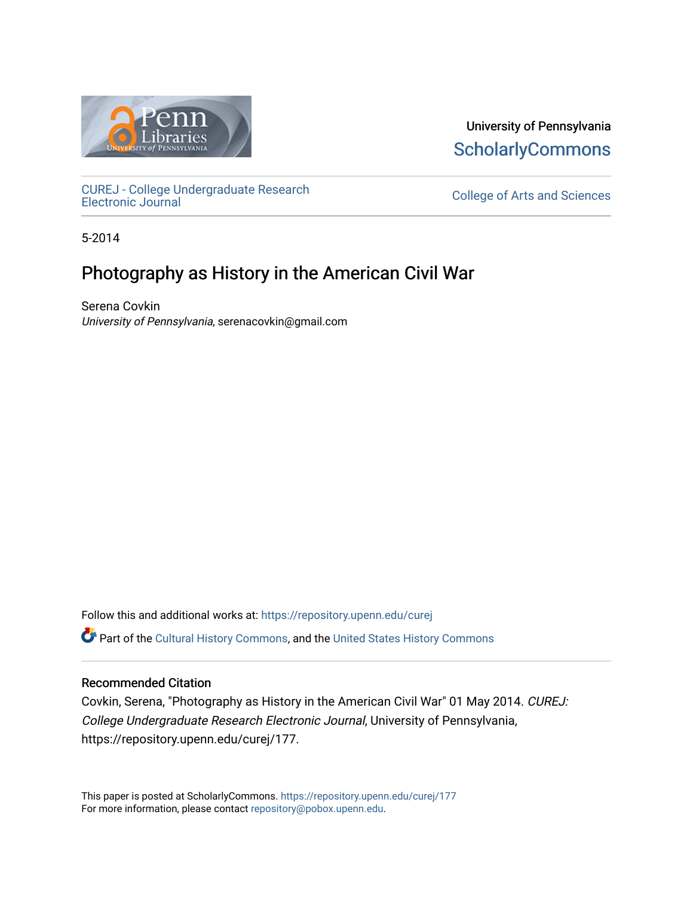University of Pennsylvania
ScholarlyCommons

CUREJ - College Undergraduate Research Electronic Journal

College of Arts and Sciences

5-2014

# Photography as History in the American Civil War

Serena Covkin
*University of Pennsylvania*, serenacovkin@gmail.com

Follow this and additional works at: https://repository.upenn.edu/curej

Part of the Cultural History Commons, and the United States History Commons

### Recommended Citation

Covkin, Serena, "Photography as History in the American Civil War" 01 May 2014. *CUREJ: College Undergraduate Research Electronic Journal*, University of Pennsylvania, https://repository.upenn.edu/curej/177.

This paper is posted at ScholarlyCommons. https://repository.upenn.edu/curej/177
For more information, please contact repository@pobox.upenn.edu.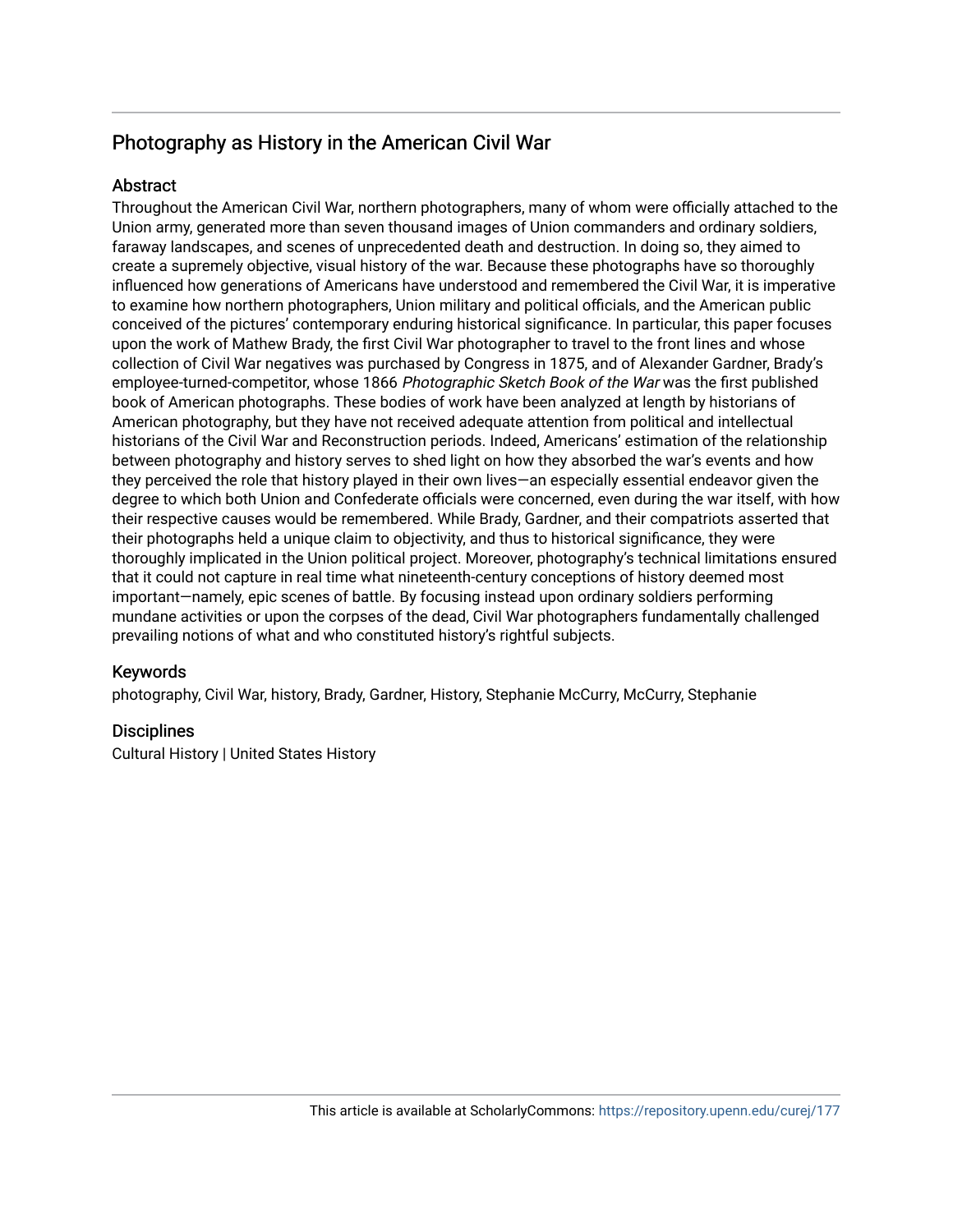## Photography as History in the American Civil War

### Abstract

Throughout the American Civil War, northern photographers, many of whom were officially attached to the Union army, generated more than seven thousand images of Union commanders and ordinary soldiers, faraway landscapes, and scenes of unprecedented death and destruction. In doing so, they aimed to create a supremely objective, visual history of the war. Because these photographs have so thoroughly influenced how generations of Americans have understood and remembered the Civil War, it is imperative to examine how northern photographers, Union military and political officials, and the American public conceived of the pictures' contemporary enduring historical significance. In particular, this paper focuses upon the work of Mathew Brady, the first Civil War photographer to travel to the front lines and whose collection of Civil War negatives was purchased by Congress in 1875, and of Alexander Gardner, Brady's employee-turned-competitor, whose 1866 *Photographic Sketch Book of the War* was the first published book of American photographs. These bodies of work have been analyzed at length by historians of American photography, but they have not received adequate attention from political and intellectual historians of the Civil War and Reconstruction periods. Indeed, Americans' estimation of the relationship between photography and history serves to shed light on how they absorbed the war's events and how they perceived the role that history played in their own lives—an especially essential endeavor given the degree to which both Union and Confederate officials were concerned, even during the war itself, with how their respective causes would be remembered. While Brady, Gardner, and their compatriots asserted that their photographs held a unique claim to objectivity, and thus to historical significance, they were thoroughly implicated in the Union political project. Moreover, photography's technical limitations ensured that it could not capture in real time what nineteenth-century conceptions of history deemed most important—namely, epic scenes of battle. By focusing instead upon ordinary soldiers performing mundane activities or upon the corpses of the dead, Civil War photographers fundamentally challenged prevailing notions of what and who constituted history's rightful subjects.

### Keywords

photography, Civil War, history, Brady, Gardner, History, Stephanie McCurry, McCurry, Stephanie

### Disciplines

Cultural History | United States History

This article is available at ScholarlyCommons: https://repository.upenn.edu/curej/177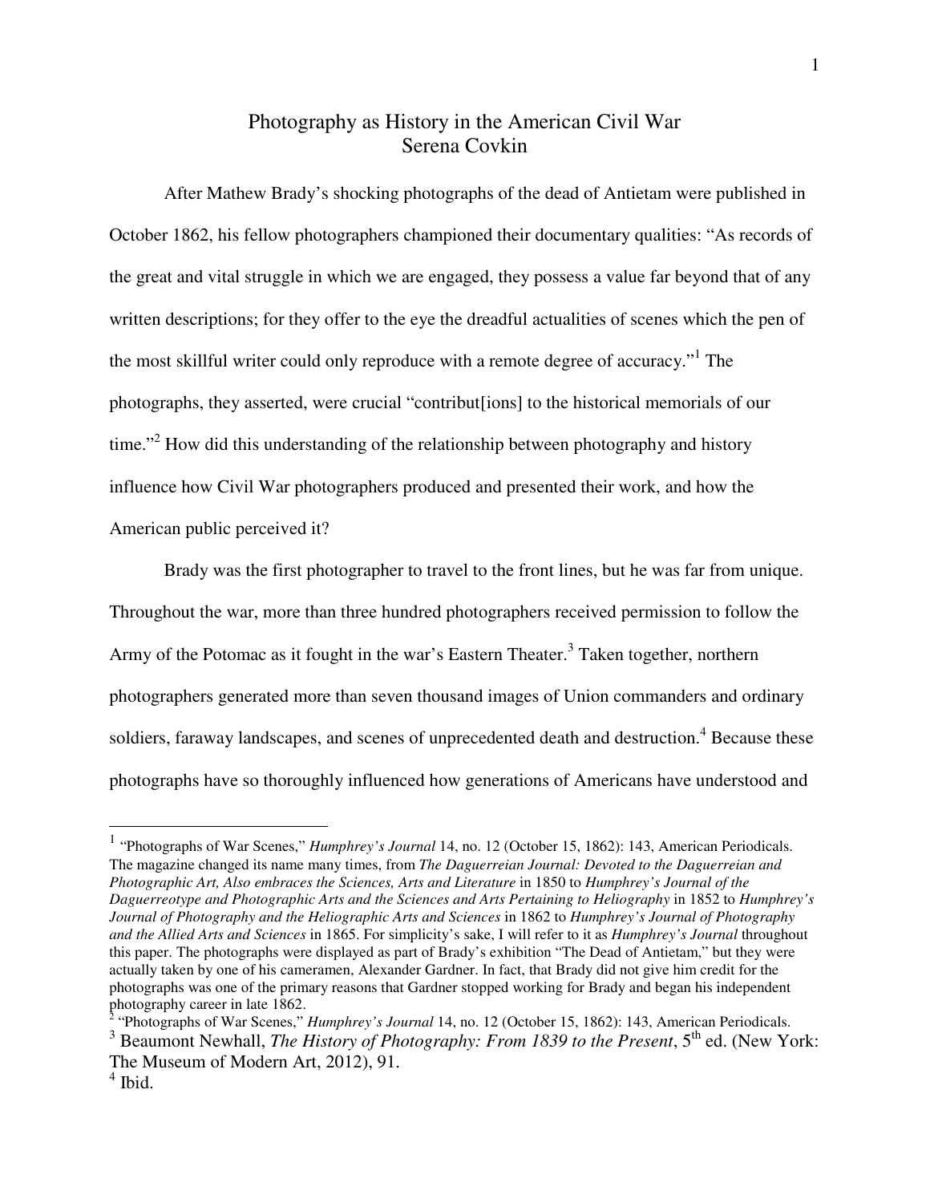# Photography as History in the American Civil War

Serena Covkin

After Mathew Brady's shocking photographs of the dead of Antietam were published in October 1862, his fellow photographers championed their documentary qualities: "As records of the great and vital struggle in which we are engaged, they possess a value far beyond that of any written descriptions; for they offer to the eye the dreadful actualities of scenes which the pen of the most skillful writer could only reproduce with a remote degree of accuracy."[1] The photographs, they asserted, were crucial "contribut[ions] to the historical memorials of our time."[2] How did this understanding of the relationship between photography and history influence how Civil War photographers produced and presented their work, and how the American public perceived it?

Brady was the first photographer to travel to the front lines, but he was far from unique. Throughout the war, more than three hundred photographers received permission to follow the Army of the Potomac as it fought in the war's Eastern Theater.[3] Taken together, northern photographers generated more than seven thousand images of Union commanders and ordinary soldiers, faraway landscapes, and scenes of unprecedented death and destruction.[4] Because these photographs have so thoroughly influenced how generations of Americans have understood and

---

[1] "Photographs of War Scenes," *Humphrey's Journal* 14, no. 12 (October 15, 1862): 143, American Periodicals. The magazine changed its name many times, from *The Daguerreian Journal: Devoted to the Daguerreian and Photographic Art, Also embraces the Sciences, Arts and Literature* in 1850 to *Humphrey's Journal of the Daguerreotype and Photographic Arts and the Sciences and Arts Pertaining to Heliography* in 1852 to *Humphrey's Journal of Photography and the Heliographic Arts and Sciences* in 1862 to *Humphrey's Journal of Photography and the Allied Arts and Sciences* in 1865. For simplicity's sake, I will refer to it as *Humphrey's Journal* throughout this paper. The photographs were displayed as part of Brady's exhibition "The Dead of Antietam," but they were actually taken by one of his cameramen, Alexander Gardner. In fact, that Brady did not give him credit for the photographs was one of the primary reasons that Gardner stopped working for Brady and began his independent photography career in late 1862.

[2] "Photographs of War Scenes," *Humphrey's Journal* 14, no. 12 (October 15, 1862): 143, American Periodicals.

[3] Beaumont Newhall, *The History of Photography: From 1839 to the Present*, 5th ed. (New York: The Museum of Modern Art, 2012), 91.

[4] Ibid.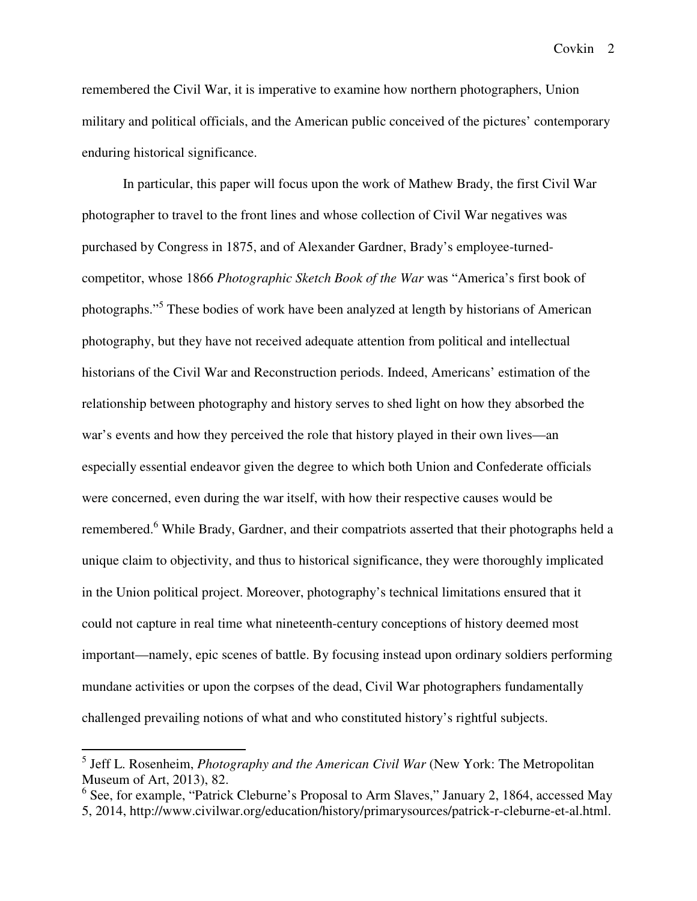remembered the Civil War, it is imperative to examine how northern photographers, Union military and political officials, and the American public conceived of the pictures' contemporary enduring historical significance.

In particular, this paper will focus upon the work of Mathew Brady, the first Civil War photographer to travel to the front lines and whose collection of Civil War negatives was purchased by Congress in 1875, and of Alexander Gardner, Brady's employee-turned-competitor, whose 1866 *Photographic Sketch Book of the War* was "America's first book of photographs."[5] These bodies of work have been analyzed at length by historians of American photography, but they have not received adequate attention from political and intellectual historians of the Civil War and Reconstruction periods. Indeed, Americans' estimation of the relationship between photography and history serves to shed light on how they absorbed the war's events and how they perceived the role that history played in their own lives—an especially essential endeavor given the degree to which both Union and Confederate officials were concerned, even during the war itself, with how their respective causes would be remembered.[6] While Brady, Gardner, and their compatriots asserted that their photographs held a unique claim to objectivity, and thus to historical significance, they were thoroughly implicated in the Union political project. Moreover, photography's technical limitations ensured that it could not capture in real time what nineteenth-century conceptions of history deemed most important—namely, epic scenes of battle. By focusing instead upon ordinary soldiers performing mundane activities or upon the corpses of the dead, Civil War photographers fundamentally challenged prevailing notions of what and who constituted history's rightful subjects.

---

[5] Jeff L. Rosenheim, *Photography and the American Civil War* (New York: The Metropolitan Museum of Art, 2013), 82.

[6] See, for example, "Patrick Cleburne's Proposal to Arm Slaves," January 2, 1864, accessed May 5, 2014, http://www.civilwar.org/education/history/primarysources/patrick-r-cleburne-et-al.html.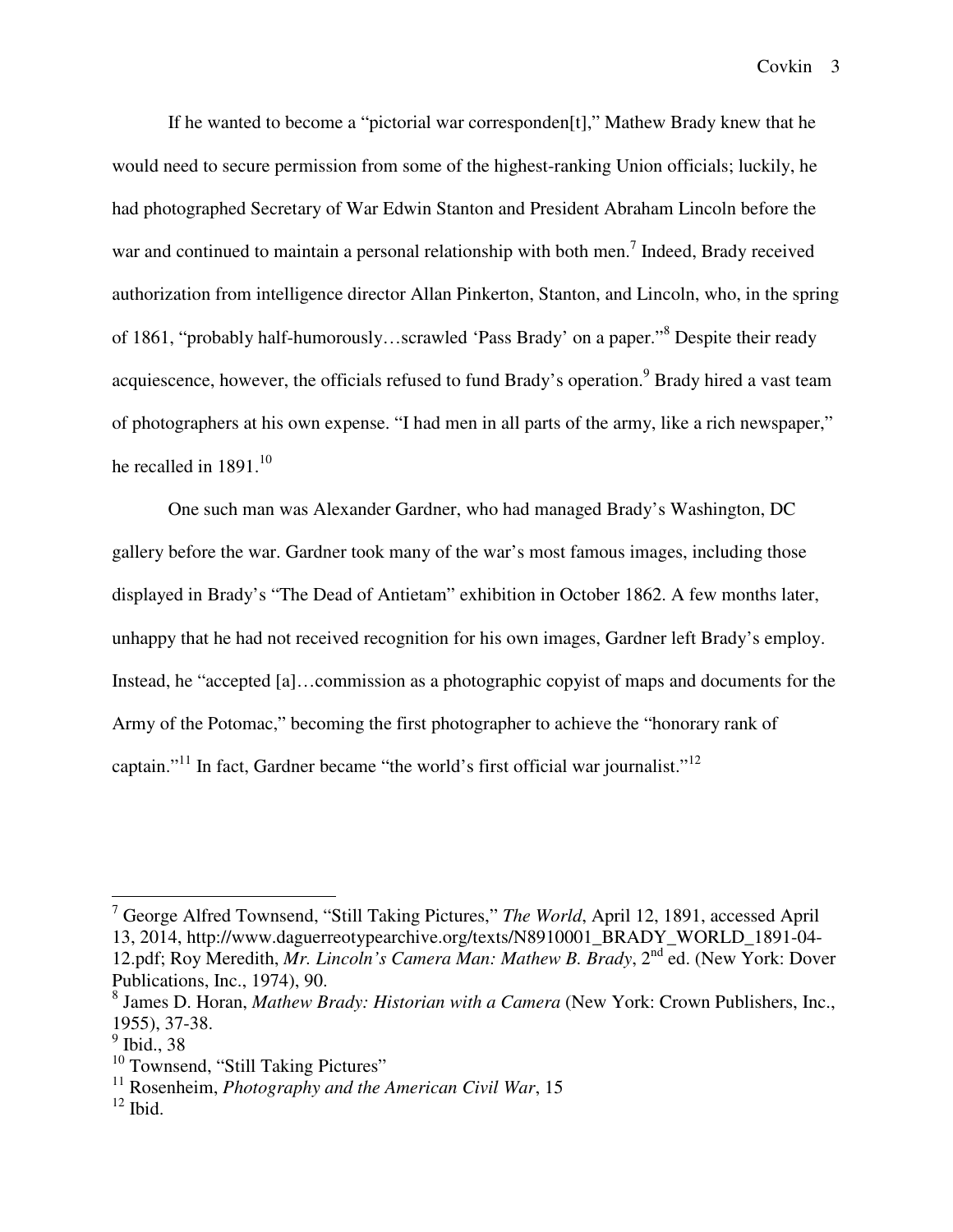If he wanted to become a "pictorial war corresponden[t]," Mathew Brady knew that he would need to secure permission from some of the highest-ranking Union officials; luckily, he had photographed Secretary of War Edwin Stanton and President Abraham Lincoln before the war and continued to maintain a personal relationship with both men.[7] Indeed, Brady received authorization from intelligence director Allan Pinkerton, Stanton, and Lincoln, who, in the spring of 1861, "probably half-humorously…scrawled 'Pass Brady' on a paper."[8] Despite their ready acquiescence, however, the officials refused to fund Brady's operation.[9] Brady hired a vast team of photographers at his own expense. "I had men in all parts of the army, like a rich newspaper," he recalled in 1891.[10]

One such man was Alexander Gardner, who had managed Brady's Washington, DC gallery before the war. Gardner took many of the war's most famous images, including those displayed in Brady's "The Dead of Antietam" exhibition in October 1862. A few months later, unhappy that he had not received recognition for his own images, Gardner left Brady's employ. Instead, he "accepted [a]…commission as a photographic copyist of maps and documents for the Army of the Potomac," becoming the first photographer to achieve the "honorary rank of captain."[11] In fact, Gardner became "the world's first official war journalist."[12]

---

[7] George Alfred Townsend, "Still Taking Pictures," *The World*, April 12, 1891, accessed April 13, 2014, http://www.daguerreotypearchive.org/texts/N8910001_BRADY_WORLD_1891-04-12.pdf; Roy Meredith, *Mr. Lincoln's Camera Man: Mathew B. Brady*, 2nd ed. (New York: Dover Publications, Inc., 1974), 90.

[8] James D. Horan, *Mathew Brady: Historian with a Camera* (New York: Crown Publishers, Inc., 1955), 37-38.

[9] Ibid., 38

[10] Townsend, "Still Taking Pictures"

[11] Rosenheim, *Photography and the American Civil War*, 15

[12] Ibid.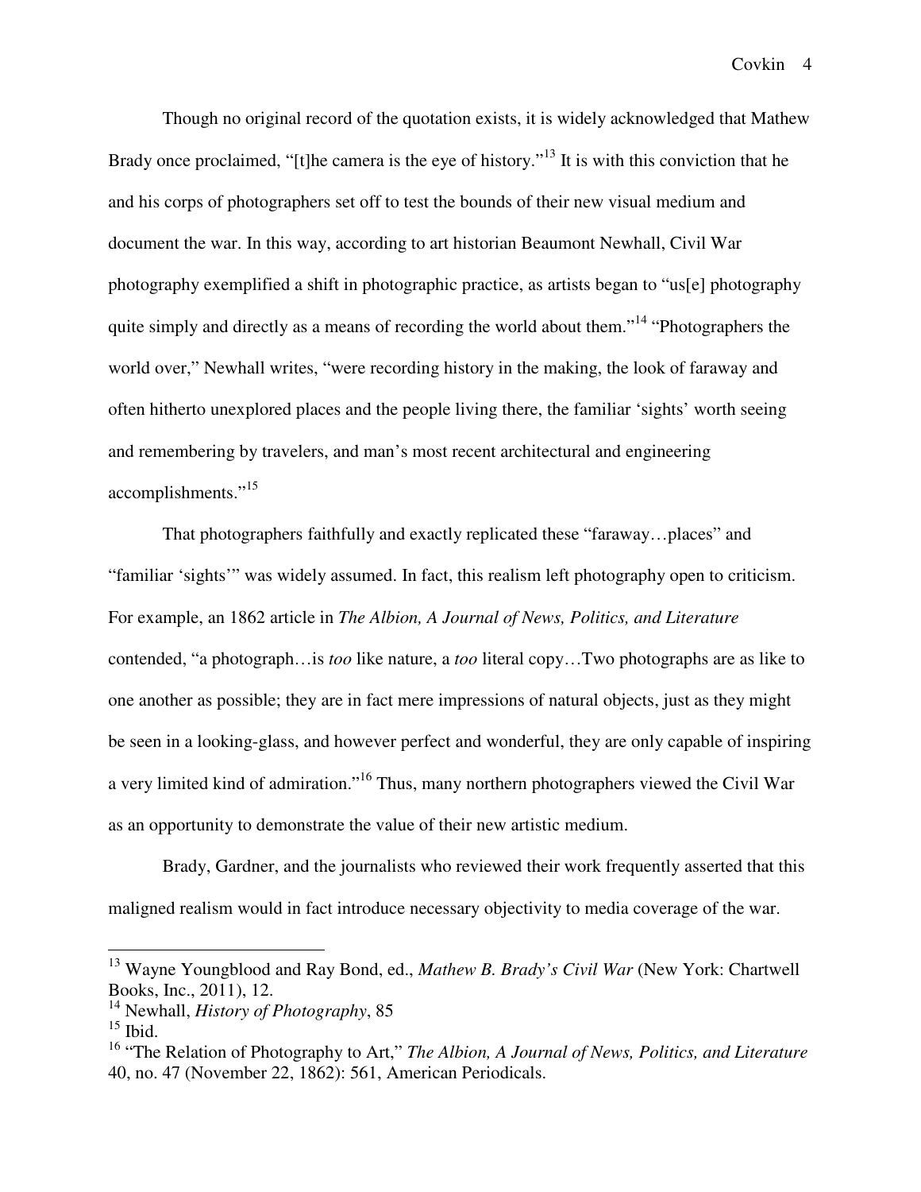Though no original record of the quotation exists, it is widely acknowledged that Mathew Brady once proclaimed, "[t]he camera is the eye of history."[13] It is with this conviction that he and his corps of photographers set off to test the bounds of their new visual medium and document the war. In this way, according to art historian Beaumont Newhall, Civil War photography exemplified a shift in photographic practice, as artists began to "us[e] photography quite simply and directly as a means of recording the world about them."[14] "Photographers the world over," Newhall writes, "were recording history in the making, the look of faraway and often hitherto unexplored places and the people living there, the familiar 'sights' worth seeing and remembering by travelers, and man's most recent architectural and engineering accomplishments."[15]

That photographers faithfully and exactly replicated these "faraway…places" and "familiar 'sights'" was widely assumed. In fact, this realism left photography open to criticism. For example, an 1862 article in *The Albion, A Journal of News, Politics, and Literature* contended, "a photograph…is *too* like nature, a *too* literal copy…Two photographs are as like to one another as possible; they are in fact mere impressions of natural objects, just as they might be seen in a looking-glass, and however perfect and wonderful, they are only capable of inspiring a very limited kind of admiration."[16] Thus, many northern photographers viewed the Civil War as an opportunity to demonstrate the value of their new artistic medium.

Brady, Gardner, and the journalists who reviewed their work frequently asserted that this maligned realism would in fact introduce necessary objectivity to media coverage of the war.

---

[13] Wayne Youngblood and Ray Bond, ed., *Mathew B. Brady's Civil War* (New York: Chartwell Books, Inc., 2011), 12.

[14] Newhall, *History of Photography*, 85

[15] Ibid.

[16] "The Relation of Photography to Art," *The Albion, A Journal of News, Politics, and Literature* 40, no. 47 (November 22, 1862): 561, American Periodicals.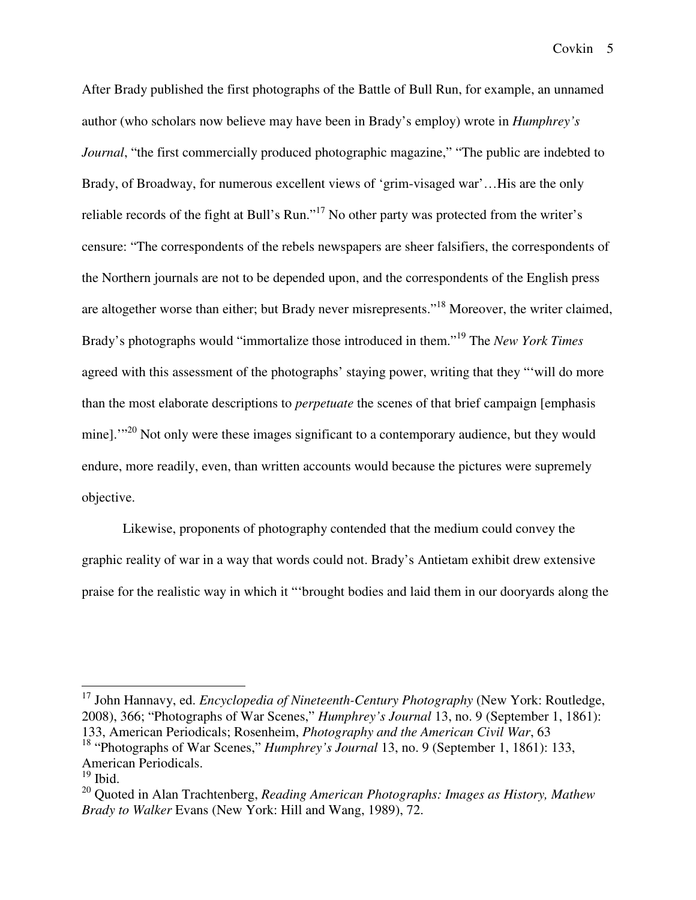After Brady published the first photographs of the Battle of Bull Run, for example, an unnamed author (who scholars now believe may have been in Brady's employ) wrote in *Humphrey's Journal*, "the first commercially produced photographic magazine," "The public are indebted to Brady, of Broadway, for numerous excellent views of 'grim-visaged war'…His are the only reliable records of the fight at Bull's Run."[17] No other party was protected from the writer's censure: "The correspondents of the rebels newspapers are sheer falsifiers, the correspondents of the Northern journals are not to be depended upon, and the correspondents of the English press are altogether worse than either; but Brady never misrepresents."[18] Moreover, the writer claimed, Brady's photographs would "immortalize those introduced in them."[19] The *New York Times* agreed with this assessment of the photographs' staying power, writing that they "'will do more than the most elaborate descriptions to *perpetuate* the scenes of that brief campaign [emphasis mine].'"[20] Not only were these images significant to a contemporary audience, but they would endure, more readily, even, than written accounts would because the pictures were supremely objective.

Likewise, proponents of photography contended that the medium could convey the graphic reality of war in a way that words could not. Brady's Antietam exhibit drew extensive praise for the realistic way in which it "'brought bodies and laid them in our dooryards along the

---

[17] John Hannavy, ed. *Encyclopedia of Nineteenth-Century Photography* (New York: Routledge, 2008), 366; "Photographs of War Scenes," *Humphrey's Journal* 13, no. 9 (September 1, 1861): 133, American Periodicals; Rosenheim, *Photography and the American Civil War*, 63

[18] "Photographs of War Scenes," *Humphrey's Journal* 13, no. 9 (September 1, 1861): 133, American Periodicals.

[19] Ibid.

[20] Quoted in Alan Trachtenberg, *Reading American Photographs: Images as History, Mathew Brady to Walker* Evans (New York: Hill and Wang, 1989), 72.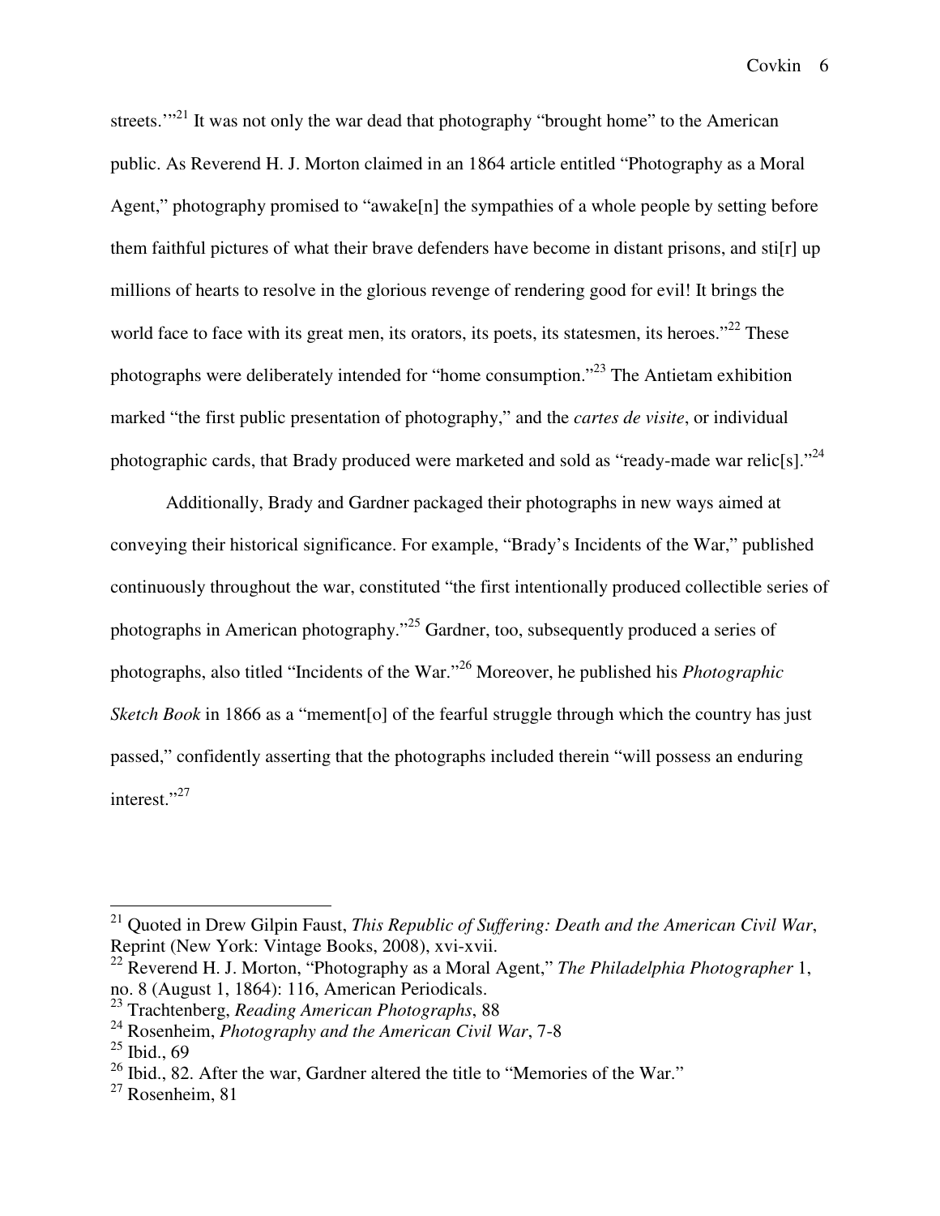streets.'"[21] It was not only the war dead that photography "brought home" to the American public. As Reverend H. J. Morton claimed in an 1864 article entitled "Photography as a Moral Agent," photography promised to "awake[n] the sympathies of a whole people by setting before them faithful pictures of what their brave defenders have become in distant prisons, and sti[r] up millions of hearts to resolve in the glorious revenge of rendering good for evil! It brings the world face to face with its great men, its orators, its poets, its statesmen, its heroes."[22] These photographs were deliberately intended for "home consumption."[23] The Antietam exhibition marked "the first public presentation of photography," and the *cartes de visite*, or individual photographic cards, that Brady produced were marketed and sold as "ready-made war relic[s]."[24]

Additionally, Brady and Gardner packaged their photographs in new ways aimed at conveying their historical significance. For example, "Brady's Incidents of the War," published continuously throughout the war, constituted "the first intentionally produced collectible series of photographs in American photography."[25] Gardner, too, subsequently produced a series of photographs, also titled "Incidents of the War."[26] Moreover, he published his *Photographic Sketch Book* in 1866 as a "mement[o] of the fearful struggle through which the country has just passed," confidently asserting that the photographs included therein "will possess an enduring interest."[27]

---

[21] Quoted in Drew Gilpin Faust, *This Republic of Suffering: Death and the American Civil War*, Reprint (New York: Vintage Books, 2008), xvi-xvii.

[22] Reverend H. J. Morton, "Photography as a Moral Agent," *The Philadelphia Photographer* 1, no. 8 (August 1, 1864): 116, American Periodicals.

[23] Trachtenberg, *Reading American Photographs*, 88

[24] Rosenheim, *Photography and the American Civil War*, 7-8

[25] Ibid., 69

[26] Ibid., 82. After the war, Gardner altered the title to "Memories of the War."

[27] Rosenheim, 81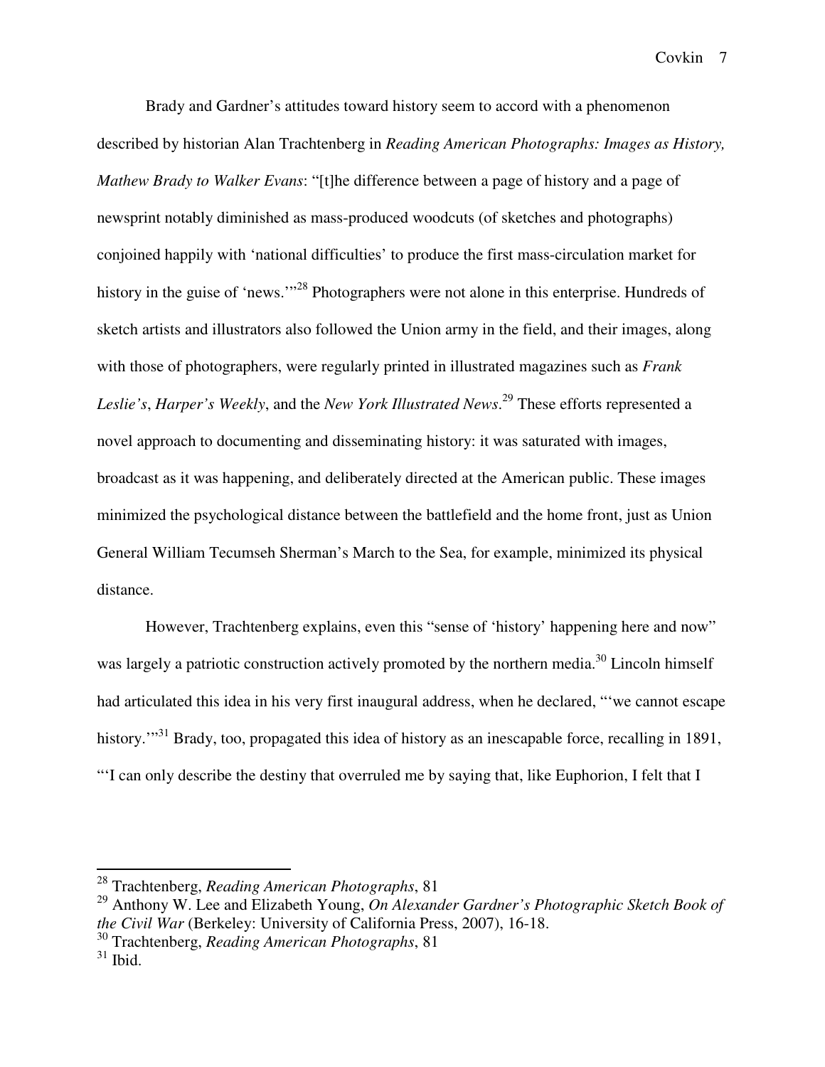Brady and Gardner's attitudes toward history seem to accord with a phenomenon described by historian Alan Trachtenberg in *Reading American Photographs: Images as History, Mathew Brady to Walker Evans*: "[t]he difference between a page of history and a page of newsprint notably diminished as mass-produced woodcuts (of sketches and photographs) conjoined happily with 'national difficulties' to produce the first mass-circulation market for history in the guise of 'news.'"[28] Photographers were not alone in this enterprise. Hundreds of sketch artists and illustrators also followed the Union army in the field, and their images, along with those of photographers, were regularly printed in illustrated magazines such as *Frank Leslie's*, *Harper's Weekly*, and the *New York Illustrated News*.[29] These efforts represented a novel approach to documenting and disseminating history: it was saturated with images, broadcast as it was happening, and deliberately directed at the American public. These images minimized the psychological distance between the battlefield and the home front, just as Union General William Tecumseh Sherman's March to the Sea, for example, minimized its physical distance.

However, Trachtenberg explains, even this "sense of 'history' happening here and now" was largely a patriotic construction actively promoted by the northern media.[30] Lincoln himself had articulated this idea in his very first inaugural address, when he declared, "'we cannot escape history.'"[31] Brady, too, propagated this idea of history as an inescapable force, recalling in 1891, "'I can only describe the destiny that overruled me by saying that, like Euphorion, I felt that I

---

[28] Trachtenberg, *Reading American Photographs*, 81

[29] Anthony W. Lee and Elizabeth Young, *On Alexander Gardner's Photographic Sketch Book of the Civil War* (Berkeley: University of California Press, 2007), 16-18.

[30] Trachtenberg, *Reading American Photographs*, 81

[31] Ibid.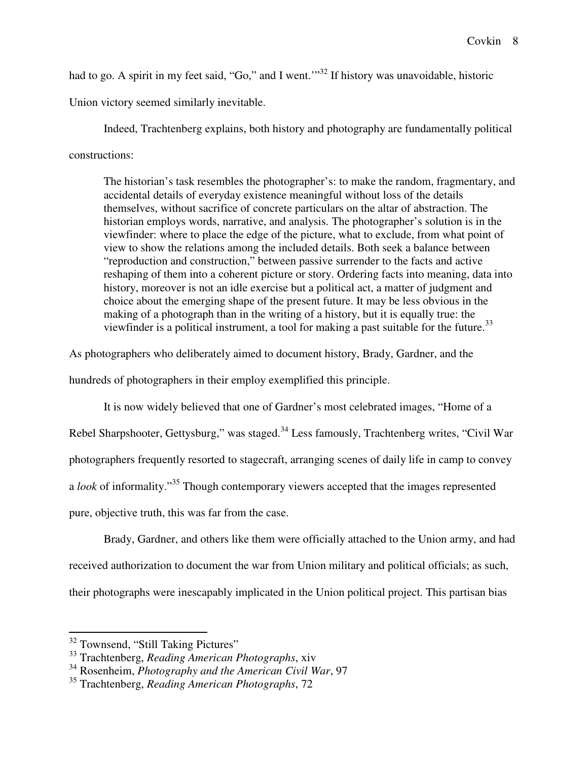had to go. A spirit in my feet said, "Go," and I went.'"[32] If history was unavoidable, historic Union victory seemed similarly inevitable.

Indeed, Trachtenberg explains, both history and photography are fundamentally political constructions:

> The historian's task resembles the photographer's: to make the random, fragmentary, and accidental details of everyday existence meaningful without loss of the details themselves, without sacrifice of concrete particulars on the altar of abstraction. The historian employs words, narrative, and analysis. The photographer's solution is in the viewfinder: where to place the edge of the picture, what to exclude, from what point of view to show the relations among the included details. Both seek a balance between "reproduction and construction," between passive surrender to the facts and active reshaping of them into a coherent picture or story. Ordering facts into meaning, data into history, moreover is not an idle exercise but a political act, a matter of judgment and choice about the emerging shape of the present future. It may be less obvious in the making of a photograph than in the writing of a history, but it is equally true: the viewfinder is a political instrument, a tool for making a past suitable for the future.[33]

As photographers who deliberately aimed to document history, Brady, Gardner, and the hundreds of photographers in their employ exemplified this principle.

It is now widely believed that one of Gardner's most celebrated images, "Home of a Rebel Sharpshooter, Gettysburg," was staged.[34] Less famously, Trachtenberg writes, "Civil War photographers frequently resorted to stagecraft, arranging scenes of daily life in camp to convey a *look* of informality."[35] Though contemporary viewers accepted that the images represented pure, objective truth, this was far from the case.

Brady, Gardner, and others like them were officially attached to the Union army, and had received authorization to document the war from Union military and political officials; as such, their photographs were inescapably implicated in the Union political project. This partisan bias

---

[32] Townsend, "Still Taking Pictures"

[33] Trachtenberg, *Reading American Photographs*, xiv

[34] Rosenheim, *Photography and the American Civil War*, 97

[35] Trachtenberg, *Reading American Photographs*, 72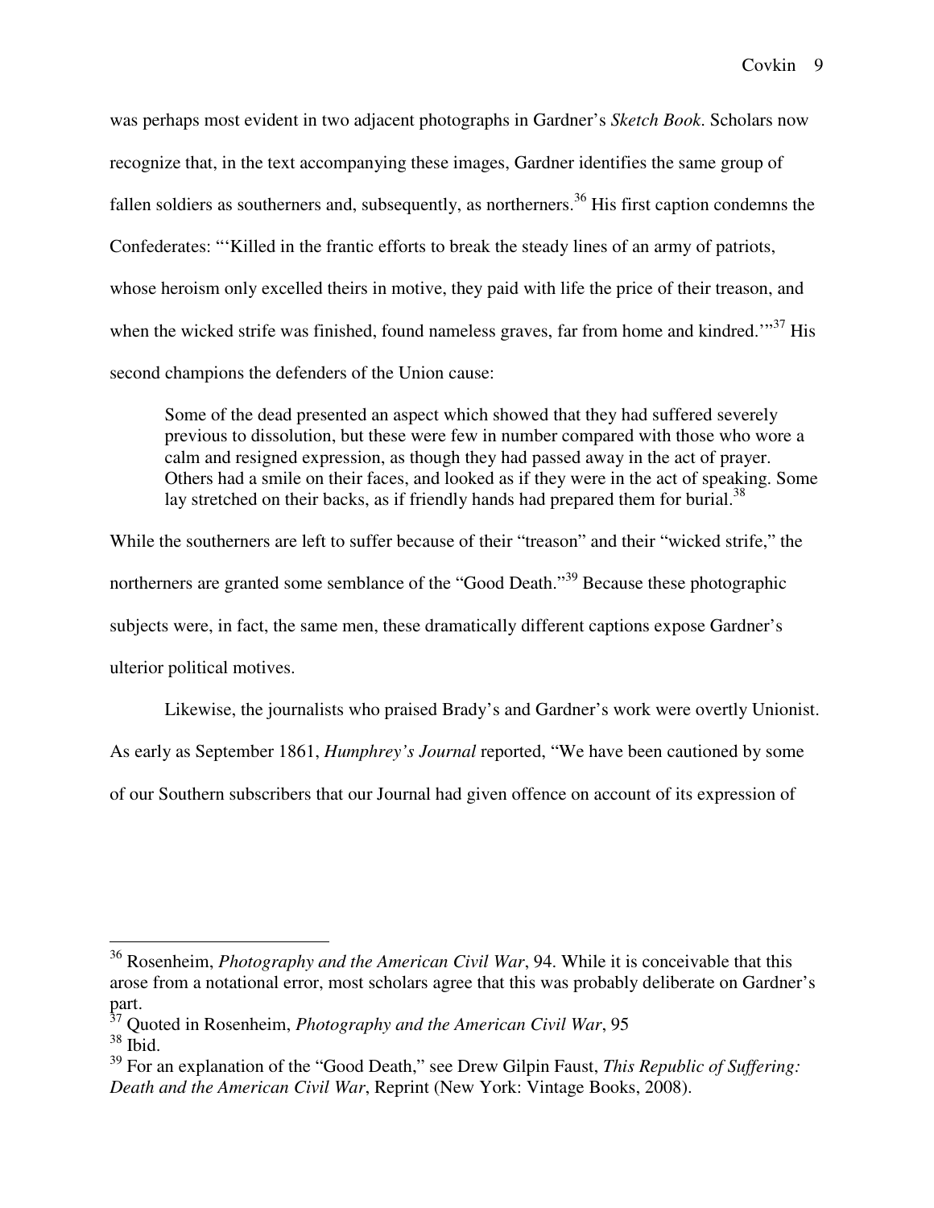was perhaps most evident in two adjacent photographs in Gardner's *Sketch Book*. Scholars now recognize that, in the text accompanying these images, Gardner identifies the same group of fallen soldiers as southerners and, subsequently, as northerners.[36] His first caption condemns the Confederates: "'Killed in the frantic efforts to break the steady lines of an army of patriots, whose heroism only excelled theirs in motive, they paid with life the price of their treason, and when the wicked strife was finished, found nameless graves, far from home and kindred.'"[37] His second champions the defenders of the Union cause:

> Some of the dead presented an aspect which showed that they had suffered severely previous to dissolution, but these were few in number compared with those who wore a calm and resigned expression, as though they had passed away in the act of prayer. Others had a smile on their faces, and looked as if they were in the act of speaking. Some lay stretched on their backs, as if friendly hands had prepared them for burial.[38]

While the southerners are left to suffer because of their "treason" and their "wicked strife," the northerners are granted some semblance of the "Good Death."[39] Because these photographic subjects were, in fact, the same men, these dramatically different captions expose Gardner's ulterior political motives.

Likewise, the journalists who praised Brady's and Gardner's work were overtly Unionist. As early as September 1861, *Humphrey's Journal* reported, "We have been cautioned by some of our Southern subscribers that our Journal had given offence on account of its expression of

---

[36] Rosenheim, *Photography and the American Civil War*, 94. While it is conceivable that this arose from a notational error, most scholars agree that this was probably deliberate on Gardner's part.

[37] Quoted in Rosenheim, *Photography and the American Civil War*, 95

[38] Ibid.

[39] For an explanation of the "Good Death," see Drew Gilpin Faust, *This Republic of Suffering: Death and the American Civil War*, Reprint (New York: Vintage Books, 2008).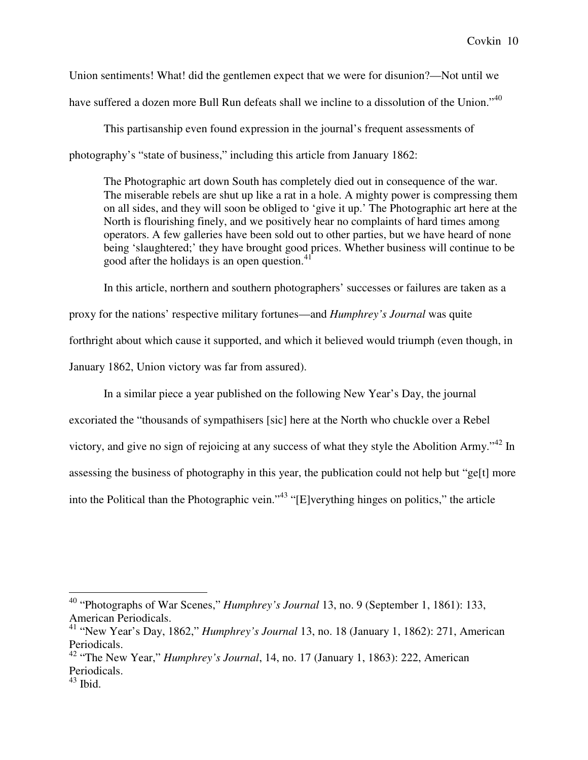Union sentiments! What! did the gentlemen expect that we were for disunion?—Not until we have suffered a dozen more Bull Run defeats shall we incline to a dissolution of the Union."[40]

This partisanship even found expression in the journal's frequent assessments of photography's "state of business," including this article from January 1862:

> The Photographic art down South has completely died out in consequence of the war. The miserable rebels are shut up like a rat in a hole. A mighty power is compressing them on all sides, and they will soon be obliged to 'give it up.' The Photographic art here at the North is flourishing finely, and we positively hear no complaints of hard times among operators. A few galleries have been sold out to other parties, but we have heard of none being 'slaughtered;' they have brought good prices. Whether business will continue to be good after the holidays is an open question.[41]

In this article, northern and southern photographers' successes or failures are taken as a proxy for the nations' respective military fortunes—and *Humphrey's Journal* was quite forthright about which cause it supported, and which it believed would triumph (even though, in January 1862, Union victory was far from assured).

In a similar piece a year published on the following New Year's Day, the journal excoriated the "thousands of sympathisers [sic] here at the North who chuckle over a Rebel victory, and give no sign of rejoicing at any success of what they style the Abolition Army."[42] In assessing the business of photography in this year, the publication could not help but "ge[t] more into the Political than the Photographic vein."[43] "[E]verything hinges on politics," the article

---

[40] "Photographs of War Scenes," *Humphrey's Journal* 13, no. 9 (September 1, 1861): 133, American Periodicals.

[41] "New Year's Day, 1862," *Humphrey's Journal* 13, no. 18 (January 1, 1862): 271, American Periodicals.

[42] "The New Year," *Humphrey's Journal*, 14, no. 17 (January 1, 1863): 222, American Periodicals.

[43] Ibid.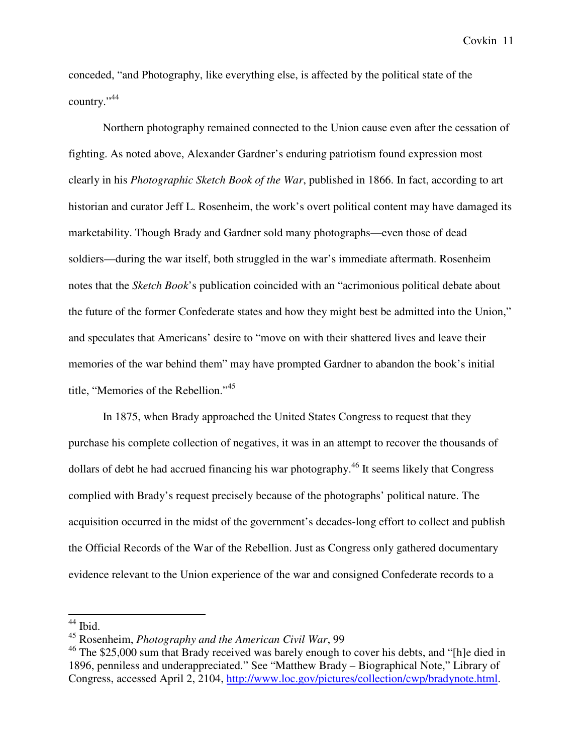conceded, "and Photography, like everything else, is affected by the political state of the country."[44]

Northern photography remained connected to the Union cause even after the cessation of fighting. As noted above, Alexander Gardner's enduring patriotism found expression most clearly in his *Photographic Sketch Book of the War*, published in 1866. In fact, according to art historian and curator Jeff L. Rosenheim, the work's overt political content may have damaged its marketability. Though Brady and Gardner sold many photographs—even those of dead soldiers—during the war itself, both struggled in the war's immediate aftermath. Rosenheim notes that the *Sketch Book*'s publication coincided with an "acrimonious political debate about the future of the former Confederate states and how they might best be admitted into the Union," and speculates that Americans' desire to "move on with their shattered lives and leave their memories of the war behind them" may have prompted Gardner to abandon the book's initial title, "Memories of the Rebellion."[45]

In 1875, when Brady approached the United States Congress to request that they purchase his complete collection of negatives, it was in an attempt to recover the thousands of dollars of debt he had accrued financing his war photography.[46] It seems likely that Congress complied with Brady's request precisely because of the photographs' political nature. The acquisition occurred in the midst of the government's decades-long effort to collect and publish the Official Records of the War of the Rebellion. Just as Congress only gathered documentary evidence relevant to the Union experience of the war and consigned Confederate records to a

---

[44] Ibid.

[45] Rosenheim, *Photography and the American Civil War*, 99

[46] The $25,000 sum that Brady received was barely enough to cover his debts, and "[h]e died in 1896, penniless and underappreciated." See "Matthew Brady – Biographical Note," Library of Congress, accessed April 2, 2104, [http://www.loc.gov/pictures/collection/cwp/bradynote.html](http://www.loc.gov/pictures/collection/cwp/bradynote.html).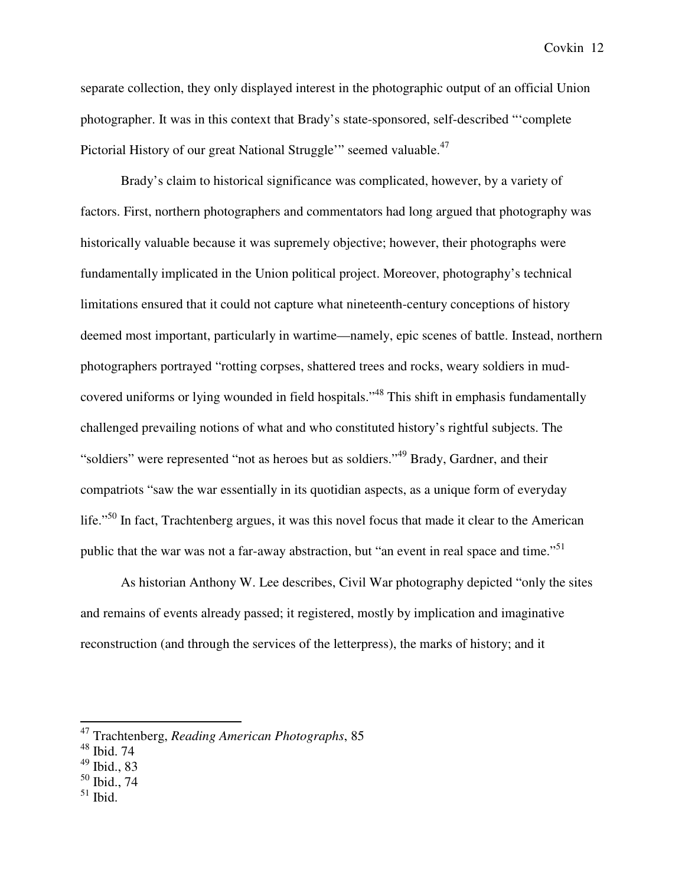separate collection, they only displayed interest in the photographic output of an official Union photographer. It was in this context that Brady's state-sponsored, self-described "'complete Pictorial History of our great National Struggle'" seemed valuable.[47]

Brady's claim to historical significance was complicated, however, by a variety of factors. First, northern photographers and commentators had long argued that photography was historically valuable because it was supremely objective; however, their photographs were fundamentally implicated in the Union political project. Moreover, photography's technical limitations ensured that it could not capture what nineteenth-century conceptions of history deemed most important, particularly in wartime—namely, epic scenes of battle. Instead, northern photographers portrayed "rotting corpses, shattered trees and rocks, weary soldiers in mud-covered uniforms or lying wounded in field hospitals."[48] This shift in emphasis fundamentally challenged prevailing notions of what and who constituted history's rightful subjects. The "soldiers" were represented "not as heroes but as soldiers."[49] Brady, Gardner, and their compatriots "saw the war essentially in its quotidian aspects, as a unique form of everyday life."[50] In fact, Trachtenberg argues, it was this novel focus that made it clear to the American public that the war was not a far-away abstraction, but "an event in real space and time."[51]

As historian Anthony W. Lee describes, Civil War photography depicted "only the sites and remains of events already passed; it registered, mostly by implication and imaginative reconstruction (and through the services of the letterpress), the marks of history; and it

---

[47] Trachtenberg, *Reading American Photographs*, 85

[48] Ibid. 74

[49] Ibid., 83

[50] Ibid., 74

[51] Ibid.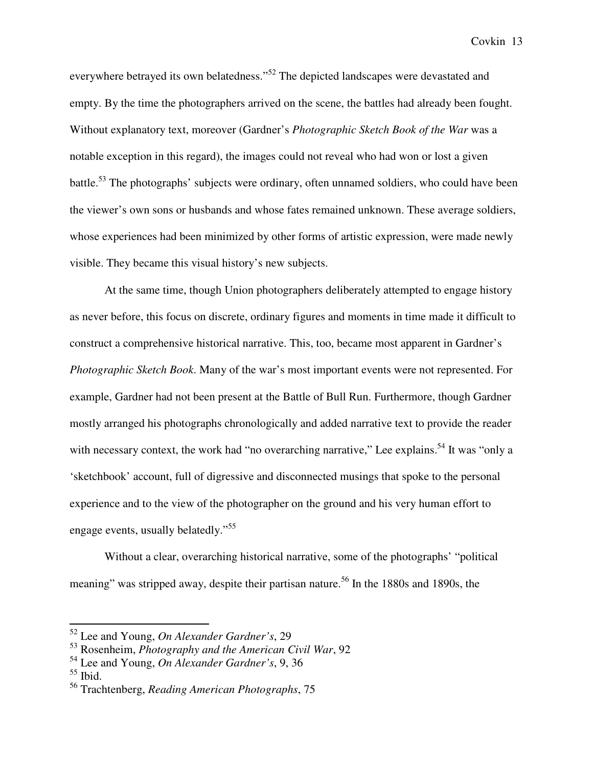everywhere betrayed its own belatedness."[52] The depicted landscapes were devastated and empty. By the time the photographers arrived on the scene, the battles had already been fought. Without explanatory text, moreover (Gardner's *Photographic Sketch Book of the War* was a notable exception in this regard), the images could not reveal who had won or lost a given battle.[53] The photographs' subjects were ordinary, often unnamed soldiers, who could have been the viewer's own sons or husbands and whose fates remained unknown. These average soldiers, whose experiences had been minimized by other forms of artistic expression, were made newly visible. They became this visual history's new subjects.

At the same time, though Union photographers deliberately attempted to engage history as never before, this focus on discrete, ordinary figures and moments in time made it difficult to construct a comprehensive historical narrative. This, too, became most apparent in Gardner's *Photographic Sketch Book*. Many of the war's most important events were not represented. For example, Gardner had not been present at the Battle of Bull Run. Furthermore, though Gardner mostly arranged his photographs chronologically and added narrative text to provide the reader with necessary context, the work had "no overarching narrative," Lee explains.[54] It was "only a 'sketchbook' account, full of digressive and disconnected musings that spoke to the personal experience and to the view of the photographer on the ground and his very human effort to engage events, usually belatedly."[55]

Without a clear, overarching historical narrative, some of the photographs' "political meaning" was stripped away, despite their partisan nature.[56] In the 1880s and 1890s, the

---

[52] Lee and Young, *On Alexander Gardner's*, 29
[53] Rosenheim, *Photography and the American Civil War*, 92
[54] Lee and Young, *On Alexander Gardner's*, 9, 36
[55] Ibid.
[56] Trachtenberg, *Reading American Photographs*, 75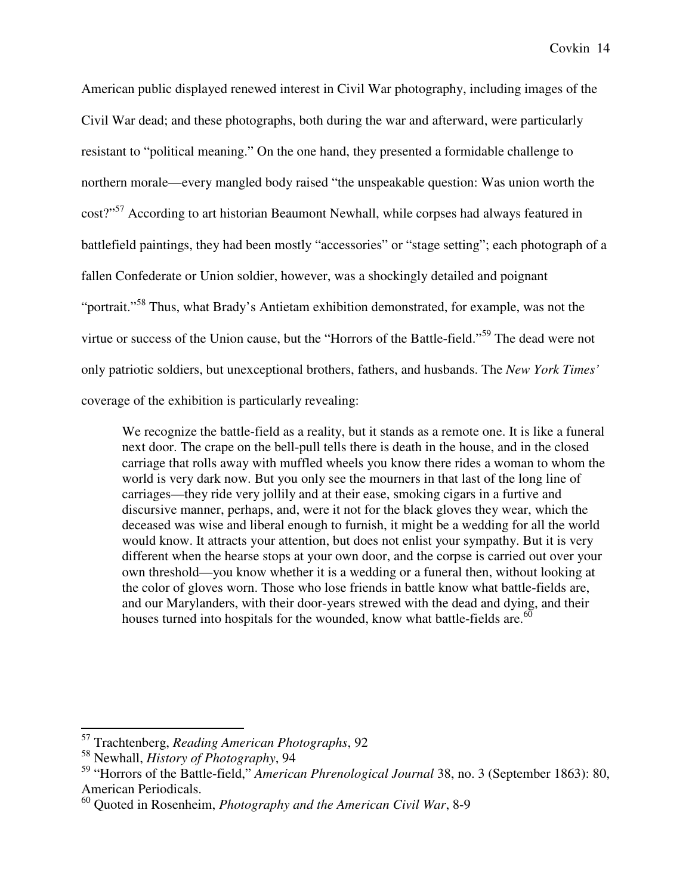American public displayed renewed interest in Civil War photography, including images of the Civil War dead; and these photographs, both during the war and afterward, were particularly resistant to "political meaning." On the one hand, they presented a formidable challenge to northern morale—every mangled body raised "the unspeakable question: Was union worth the cost?"[57] According to art historian Beaumont Newhall, while corpses had always featured in battlefield paintings, they had been mostly "accessories" or "stage setting"; each photograph of a fallen Confederate or Union soldier, however, was a shockingly detailed and poignant "portrait."[58] Thus, what Brady's Antietam exhibition demonstrated, for example, was not the virtue or success of the Union cause, but the "Horrors of the Battle-field."[59] The dead were not only patriotic soldiers, but unexceptional brothers, fathers, and husbands. The *New York Times'* coverage of the exhibition is particularly revealing:

> We recognize the battle-field as a reality, but it stands as a remote one. It is like a funeral next door. The crape on the bell-pull tells there is death in the house, and in the closed carriage that rolls away with muffled wheels you know there rides a woman to whom the world is very dark now. But you only see the mourners in that last of the long line of carriages—they ride very jollily and at their ease, smoking cigars in a furtive and discursive manner, perhaps, and, were it not for the black gloves they wear, which the deceased was wise and liberal enough to furnish, it might be a wedding for all the world would know. It attracts your attention, but does not enlist your sympathy. But it is very different when the hearse stops at your own door, and the corpse is carried out over your own threshold—you know whether it is a wedding or a funeral then, without looking at the color of gloves worn. Those who lose friends in battle know what battle-fields are, and our Marylanders, with their door-years strewed with the dead and dying, and their houses turned into hospitals for the wounded, know what battle-fields are.[60]

---

[57] Trachtenberg, *Reading American Photographs*, 92

[58] Newhall, *History of Photography*, 94

[59] "Horrors of the Battle-field," *American Phrenological Journal* 38, no. 3 (September 1863): 80, American Periodicals.

[60] Quoted in Rosenheim, *Photography and the American Civil War*, 8-9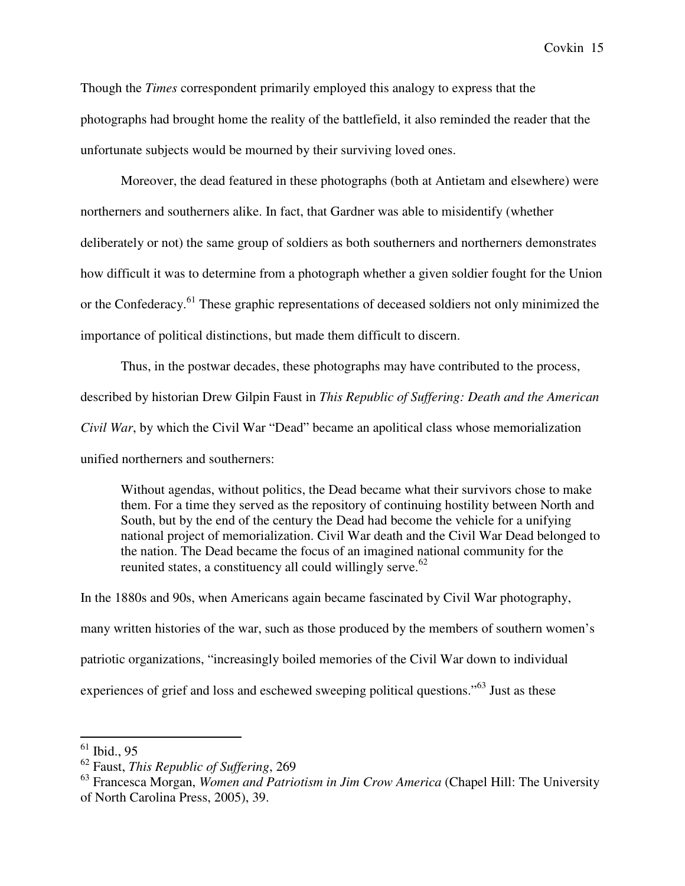Though the *Times* correspondent primarily employed this analogy to express that the photographs had brought home the reality of the battlefield, it also reminded the reader that the unfortunate subjects would be mourned by their surviving loved ones.

Moreover, the dead featured in these photographs (both at Antietam and elsewhere) were northerners and southerners alike. In fact, that Gardner was able to misidentify (whether deliberately or not) the same group of soldiers as both southerners and northerners demonstrates how difficult it was to determine from a photograph whether a given soldier fought for the Union or the Confederacy.[61] These graphic representations of deceased soldiers not only minimized the importance of political distinctions, but made them difficult to discern.

Thus, in the postwar decades, these photographs may have contributed to the process, described by historian Drew Gilpin Faust in *This Republic of Suffering: Death and the American Civil War*, by which the Civil War "Dead" became an apolitical class whose memorialization unified northerners and southerners:

> Without agendas, without politics, the Dead became what their survivors chose to make them. For a time they served as the repository of continuing hostility between North and South, but by the end of the century the Dead had become the vehicle for a unifying national project of memorialization. Civil War death and the Civil War Dead belonged to the nation. The Dead became the focus of an imagined national community for the reunited states, a constituency all could willingly serve.[62]

In the 1880s and 90s, when Americans again became fascinated by Civil War photography, many written histories of the war, such as those produced by the members of southern women's patriotic organizations, "increasingly boiled memories of the Civil War down to individual experiences of grief and loss and eschewed sweeping political questions."[63] Just as these

---

[61] Ibid., 95

[62] Faust, *This Republic of Suffering*, 269

[63] Francesca Morgan, *Women and Patriotism in Jim Crow America* (Chapel Hill: The University of North Carolina Press, 2005), 39.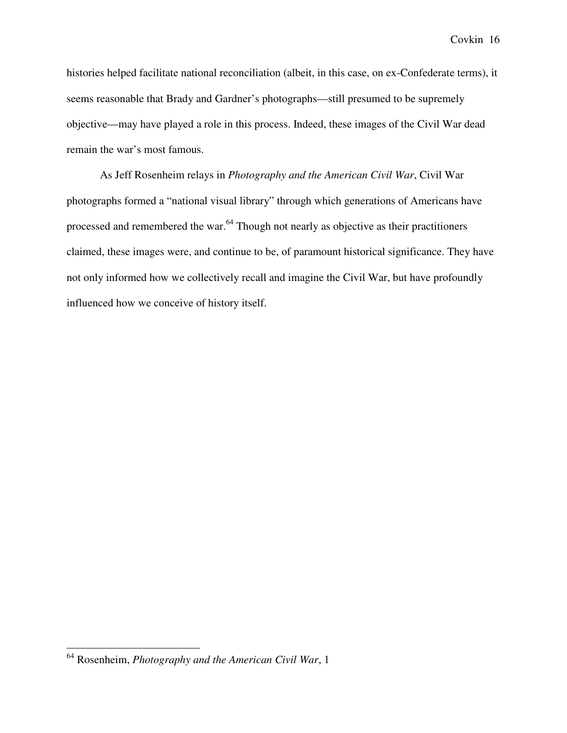histories helped facilitate national reconciliation (albeit, in this case, on ex-Confederate terms), it seems reasonable that Brady and Gardner's photographs—still presumed to be supremely objective—may have played a role in this process. Indeed, these images of the Civil War dead remain the war's most famous.

As Jeff Rosenheim relays in *Photography and the American Civil War*, Civil War photographs formed a "national visual library" through which generations of Americans have processed and remembered the war.[64] Though not nearly as objective as their practitioners claimed, these images were, and continue to be, of paramount historical significance. They have not only informed how we collectively recall and imagine the Civil War, but have profoundly influenced how we conceive of history itself.

---

[64] Rosenheim, *Photography and the American Civil War*, 1